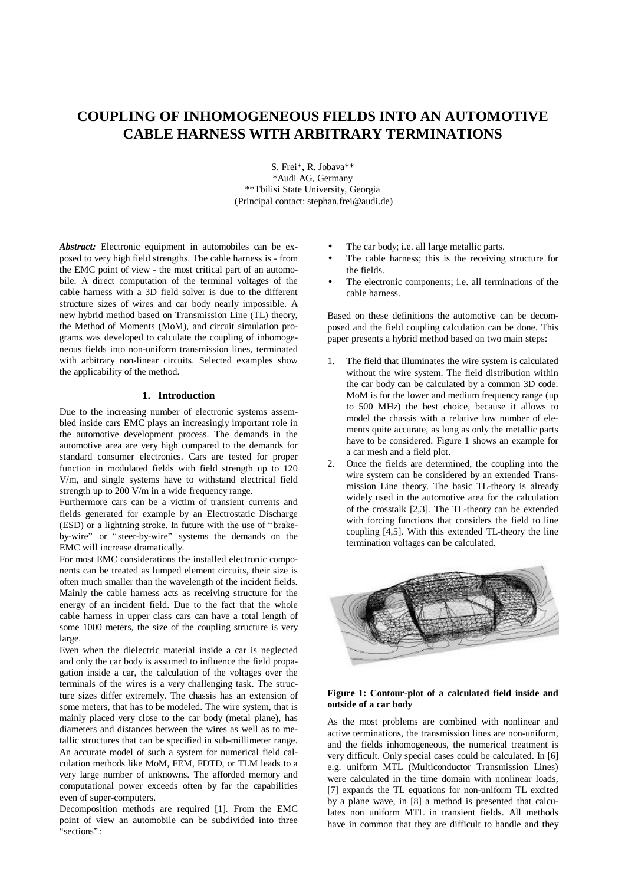# COUPLING OF INHOMOGENEOUS FIELDS INTO AN AUTOMOTIVE CABLE HARNESS WITH ARBITRARY TERMINATIONS

S. Frei*, R. Jobava**
*Audi AG, Germany
**Tbilisi State University, Georgia
(Principal contact: stephan.frei@audi.de)

***Abstract:*** Electronic equipment in automobiles can be exposed to very high field strengths. The cable harness is - from the EMC point of view - the most critical part of an automobile. A direct computation of the terminal voltages of the cable harness with a 3D field solver is due to the different structure sizes of wires and car body nearly impossible. A new hybrid method based on Transmission Line (TL) theory, the Method of Moments (MoM), and circuit simulation programs was developed to calculate the coupling of inhomogeneous fields into non-uniform transmission lines, terminated with arbitrary non-linear circuits. Selected examples show the applicability of the method.

## 1. Introduction

Due to the increasing number of electronic systems assembled inside cars EMC plays an increasingly important role in the automotive development process. The demands in the automotive area are very high compared to the demands for standard consumer electronics. Cars are tested for proper function in modulated fields with field strength up to 120 V/m, and single systems have to withstand electrical field strength up to 200 V/m in a wide frequency range.

Furthermore cars can be a victim of transient currents and fields generated for example by an Electrostatic Discharge (ESD) or a lightning stroke. In future with the use of "brake-by-wire" or "steer-by-wire" systems the demands on the EMC will increase dramatically.

For most EMC considerations the installed electronic components can be treated as lumped element circuits, their size is often much smaller than the wavelength of the incident fields. Mainly the cable harness acts as receiving structure for the energy of an incident field. Due to the fact that the whole cable harness in upper class cars can have a total length of some 1000 meters, the size of the coupling structure is very large.

Even when the dielectric material inside a car is neglected and only the car body is assumed to influence the field propagation inside a car, the calculation of the voltages over the terminals of the wires is a very challenging task. The structure sizes differ extremely. The chassis has an extension of some meters, that has to be modeled. The wire system, that is mainly placed very close to the car body (metal plane), has diameters and distances between the wires as well as to metallic structures that can be specified in sub-millimeter range. An accurate model of such a system for numerical field calculation methods like MoM, FEM, FDTD, or TLM leads to a very large number of unknowns. The afforded memory and computational power exceeds often by far the capabilities even of super-computers.

Decomposition methods are required [1]. From the EMC point of view an automobile can be subdivided into three "sections":

- The car body; i.e. all large metallic parts.
- The cable harness; this is the receiving structure for the fields.
- The electronic components; i.e. all terminations of the cable harness.

Based on these definitions the automotive can be decomposed and the field coupling calculation can be done. This paper presents a hybrid method based on two main steps:

1. The field that illuminates the wire system is calculated without the wire system. The field distribution within the car body can be calculated by a common 3D code. MoM is for the lower and medium frequency range (up to 500 MHz) the best choice, because it allows to model the chassis with a relative low number of elements quite accurate, as long as only the metallic parts have to be considered. Figure 1 shows an example for a car mesh and a field plot.
2. Once the fields are determined, the coupling into the wire system can be considered by an extended Transmission Line theory. The basic TL-theory is already widely used in the automotive area for the calculation of the crosstalk [2,3]. The TL-theory can be extended with forcing functions that considers the field to line coupling [4,5]. With this extended TL-theory the line termination voltages can be calculated.

**Figure 1: Contour-plot of a calculated field inside and outside of a car body**

As the most problems are combined with nonlinear and active terminations, the transmission lines are non-uniform, and the fields inhomogeneous, the numerical treatment is very difficult. Only special cases could be calculated. In [6] e.g. uniform MTL (Multiconductor Transmission Lines) were calculated in the time domain with nonlinear loads, [7] expands the TL equations for non-uniform TL excited by a plane wave, in [8] a method is presented that calculates non uniform MTL in transient fields. All methods have in common that they are difficult to handle and they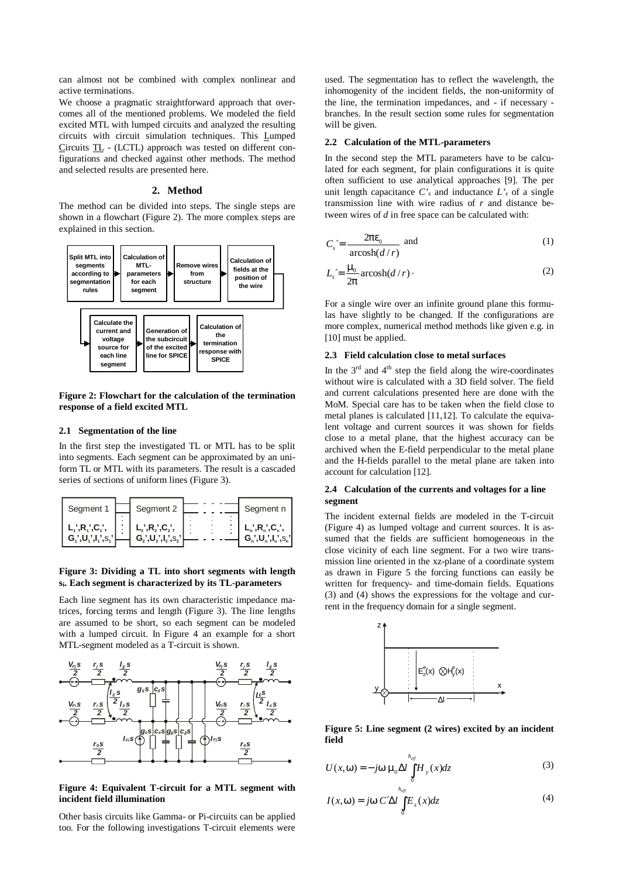can almost not be combined with complex nonlinear and active terminations.

We choose a pragmatic straightforward approach that overcomes all of the mentioned problems. We modeled the field excited MTL with lumped circuits and analyzed the resulting circuits with circuit simulation techniques. This Lumped Circuits TL - (LCTL) approach was tested on different configurations and checked against other methods. The method and selected results are presented here.

## 2. Method

The method can be divided into steps. The single steps are shown in a flowchart (Figure 2). The more complex steps are explained in this section.

**Figure 2: Flowchart for the calculation of the termination response of a field excited MTL**

### 2.1 Segmentation of the line

In the first step the investigated TL or MTL has to be split into segments. Each segment can be approximated by an uniform TL or MTL with its parameters. The result is a cascaded series of sections of uniform lines (Figure 3).

**Figure 3: Dividing a TL into short segments with length $s_i$. Each segment is characterized by its TL-parameters**

Each line segment has its own characteristic impedance matrices, forcing terms and length (Figure 3). The line lengths are assumed to be short, so each segment can be modeled with a lumped circuit. In Figure 4 an example for a short MTL-segment modeled as a T-circuit is shown.

**Figure 4: Equivalent T-circuit for a MTL segment with incident field illumination**

Other basis circuits like Gamma- or Pi-circuits can be applied too. For the following investigations T-circuit elements were used. The segmentation has to reflect the wavelength, the inhomogenity of the incident fields, the non-uniformity of the line, the termination impedances, and - if necessary - branches. In the result section some rules for segmentation will be given.

### 2.2 Calculation of the MTL-parameters

In the second step the MTL parameters have to be calculated for each segment, for plain configurations it is quite often sufficient to use analytical approaches [9]. The per unit length capacitance $C'_s$ and inductance $L'_s$ of a single transmission line with wire radius of $r$ and distance between wires of $d$ in free space can be calculated with:

$$C_s' = \frac{2\pi\varepsilon_0}{\operatorname{arcosh}(d/r)} \quad \text{and} \tag{1}$$

$$L_s' = \frac{\mu_0}{2\pi}\operatorname{arcosh}(d/r)\,. \tag{2}$$

For a single wire over an infinite ground plane this formulas have slightly to be changed. If the configurations are more complex, numerical method methods like given e.g. in [10] must be applied.

### 2.3 Field calculation close to metal surfaces

In the 3[rd] and 4[th] step the field along the wire-coordinates without wire is calculated with a 3D field solver. The field and current calculations presented here are done with the MoM. Special care has to be taken when the field close to metal planes is calculated [11,12]. To calculate the equivalent voltage and current sources it was shown for fields close to a metal plane, that the highest accuracy can be archived when the E-field perpendicular to the metal plane and the H-fields parallel to the metal plane are taken into account for calculation [12].

### 2.4 Calculation of the currents and voltages for a line segment

The incident external fields are modeled in the T-circuit (Figure 4) as lumped voltage and current sources. It is assumed that the fields are sufficient homogeneous in the close vicinity of each line segment. For a two wire transmission line oriented in the xz-plane of a coordinate system as drawn in Figure 5 the forcing functions can easily be written for frequency- and time-domain fields. Equations (3) and (4) shows the expressions for the voltage and current in the frequency domain for a single segment.

**Figure 5: Line segment (2 wires) excited by an incident field**

$$U(x,\omega) = -j\omega\,\mu_0\,\Delta l \int_0^{h_{eff}} H_y(x)\,dz \tag{3}$$

$$I(x,\omega) = j\omega\, C'\Delta l \int_0^{h_{eff}} E_z(x)\,dz \tag{4}$$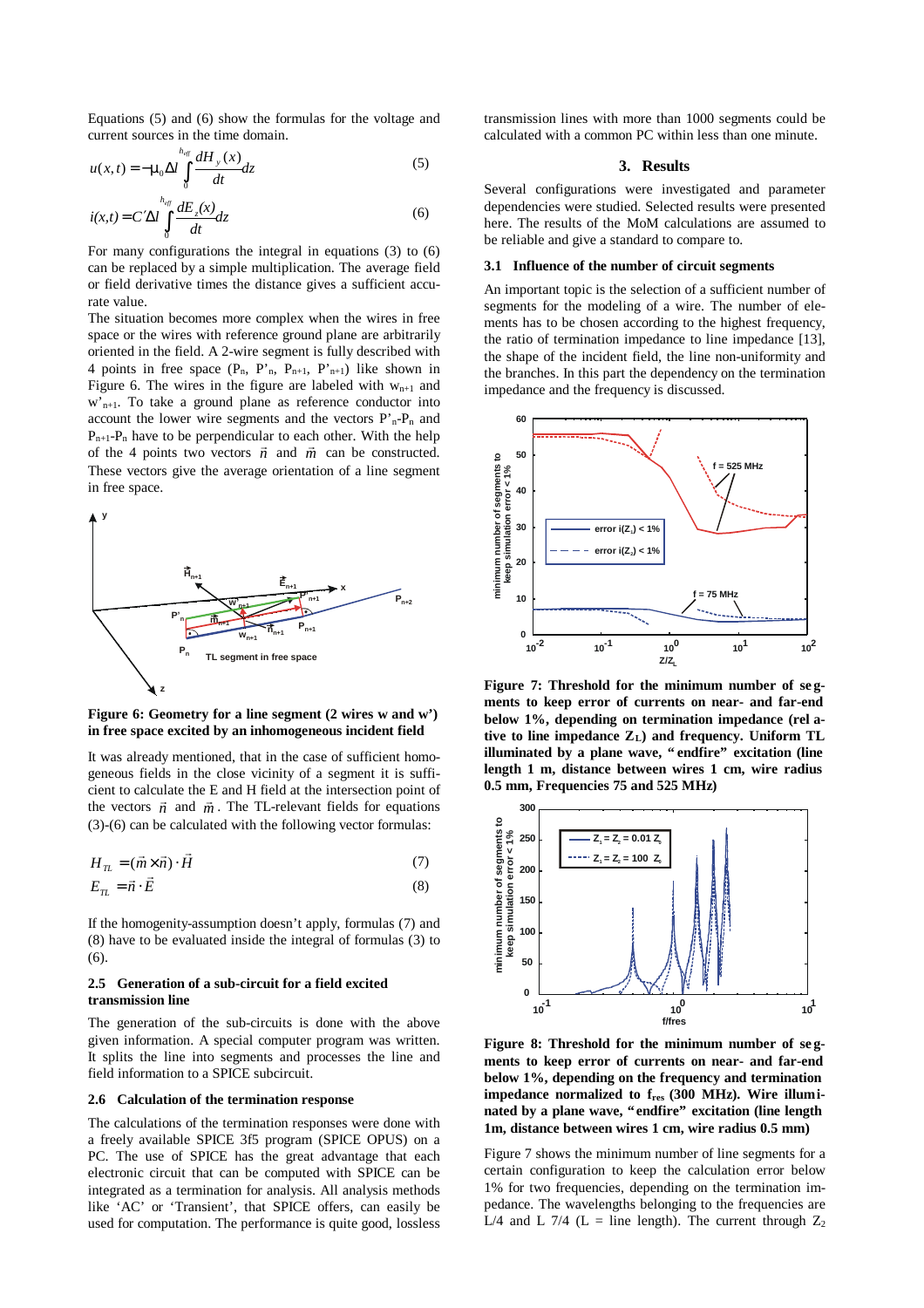Equations (5) and (6) show the formulas for the voltage and current sources in the time domain.

$$u(x,t) = -\mu_0 \Delta l \int_0^{h_{eff}} \frac{dH_y(x)}{dt} dz \tag{5}$$

$$i(x,t) = C' \Delta l \int_0^{h_{eff}} \frac{dE_z(x)}{dt} dz \tag{6}$$

For many configurations the integral in equations (3) to (6) can be replaced by a simple multiplication. The average field or field derivative times the distance gives a sufficient accurate value.

The situation becomes more complex when the wires in free space or the wires with reference ground plane are arbitrarily oriented in the field. A 2-wire segment is fully described with 4 points in free space ($P_n$, $P'_n$, $P_{n+1}$, $P'_{n+1}$) like shown in Figure 6. The wires in the figure are labeled with $w_{n+1}$ and $w'_{n+1}$. To take a ground plane as reference conductor into account the lower wire segments and the vectors $P'_n$-$P_n$ and $P_{n+1}$-$P_n$ have to be perpendicular to each other. With the help of the 4 points two vectors $\vec{n}$ and $\vec{m}$ can be constructed. These vectors give the average orientation of a line segment in free space.

**Figure 6: Geometry for a line segment (2 wires w and w') in free space excited by an inhomogeneous incident field**

It was already mentioned, that in the case of sufficient homogeneous fields in the close vicinity of a segment it is sufficient to calculate the E and H field at the intersection point of the vectors $\vec{n}$ and $\vec{m}$. The TL-relevant fields for equations (3)-(6) can be calculated with the following vector formulas:

$$H_{TL} = (\vec{m} \times \vec{n}) \cdot \vec{H} \tag{7}$$

$$E_{TL} = \vec{n} \cdot \vec{E} \tag{8}$$

If the homogenity-assumption doesn't apply, formulas (7) and (8) have to be evaluated inside the integral of formulas (3) to (6).

### 2.5 Generation of a sub-circuit for a field excited transmission line

The generation of the sub-circuits is done with the above given information. A special computer program was written. It splits the line into segments and processes the line and field information to a SPICE subcircuit.

### 2.6 Calculation of the termination response

The calculations of the termination responses were done with a freely available SPICE 3f5 program (SPICE OPUS) on a PC. The use of SPICE has the great advantage that each electronic circuit that can be computed with SPICE can be integrated as a termination for analysis. All analysis methods like 'AC' or 'Transient', that SPICE offers, can easily be used for computation. The performance is quite good, lossless transmission lines with more than 1000 segments could be calculated with a common PC within less than one minute.

## 3. Results

Several configurations were investigated and parameter dependencies were studied. Selected results were presented here. The results of the MoM calculations are assumed to be reliable and give a standard to compare to.

### 3.1 Influence of the number of circuit segments

An important topic is the selection of a sufficient number of segments for the modeling of a wire. The number of elements has to be chosen according to the highest frequency, the ratio of termination impedance to line impedance [13], the shape of the incident field, the line non-uniformity and the branches. In this part the dependency on the termination impedance and the frequency is discussed.

**Figure 7: Threshold for the minimum number of segments to keep error of currents on near- and far-end below 1%, depending on termination impedance (relative to line impedance $Z_L$) and frequency. Uniform TL illuminated by a plane wave, "endfire" excitation (line length 1 m, distance between wires 1 cm, wire radius 0.5 mm, Frequencies 75 and 525 MHz)**

**Figure 8: Threshold for the minimum number of segments to keep error of currents on near- and far-end below 1%, depending on the frequency and termination impedance normalized to $f_{res}$ (300 MHz). Wire illuminated by a plane wave, "endfire" excitation (line length 1m, distance between wires 1 cm, wire radius 0.5 mm)**

Figure 7 shows the minimum number of line segments for a certain configuration to keep the calculation error below 1% for two frequencies, depending on the termination impedance. The wavelengths belonging to the frequencies are L/4 and L 7/4 (L = line length). The current through $Z_2$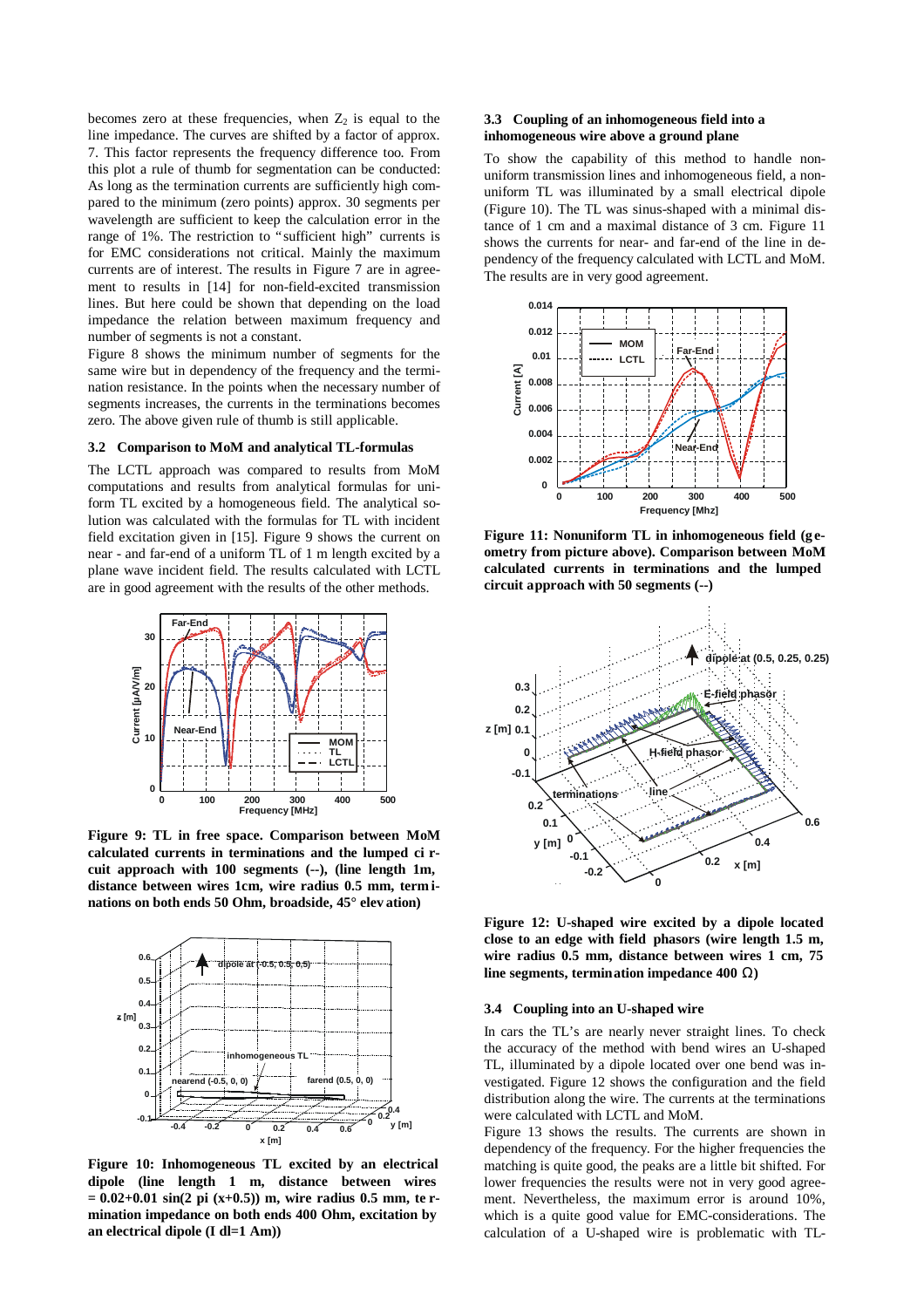becomes zero at these frequencies, when $Z_2$ is equal to the line impedance. The curves are shifted by a factor of approx. 7. This factor represents the frequency difference too. From this plot a rule of thumb for segmentation can be conducted: As long as the termination currents are sufficiently high compared to the minimum (zero points) approx. 30 segments per wavelength are sufficient to keep the calculation error in the range of 1%. The restriction to "sufficient high" currents is for EMC considerations not critical. Mainly the maximum currents are of interest. The results in Figure 7 are in agreement to results in [14] for non-field-excited transmission lines. But here could be shown that depending on the load impedance the relation between maximum frequency and number of segments is not a constant.

Figure 8 shows the minimum number of segments for the same wire but in dependency of the frequency and the termination resistance. In the points when the necessary number of segments increases, the currents in the terminations becomes zero. The above given rule of thumb is still applicable.

### 3.2 Comparison to MoM and analytical TL-formulas

The LCTL approach was compared to results from MoM computations and results from analytical formulas for uniform TL excited by a homogeneous field. The analytical solution was calculated with the formulas for TL with incident field excitation given in [15]. Figure 9 shows the current on near - and far-end of a uniform TL of 1 m length excited by a plane wave incident field. The results calculated with LCTL are in good agreement with the results of the other methods.

**Figure 9: TL in free space. Comparison between MoM calculated currents in terminations and the lumped circuit approach with 100 segments (--), (line length 1m, distance between wires 1cm, wire radius 0.5 mm, terminations on both ends 50 Ohm, broadside, 45° elevation)**

**Figure 10: Inhomogeneous TL excited by an electrical dipole (line length 1 m, distance between wires = 0.02+0.01 sin(2 pi (x+0.5)) m, wire radius 0.5 mm, termination impedance on both ends 400 Ohm, excitation by an electrical dipole (I dl=1 Am))**

### 3.3 Coupling of an inhomogeneous field into a inhomogeneous wire above a ground plane

To show the capability of this method to handle non-uniform transmission lines and inhomogeneous field, a non-uniform TL was illuminated by a small electrical dipole (Figure 10). The TL was sinus-shaped with a minimal distance of 1 cm and a maximal distance of 3 cm. Figure 11 shows the currents for near- and far-end of the line in dependency of the frequency calculated with LCTL and MoM. The results are in very good agreement.

**Figure 11: Nonuniform TL in inhomogeneous field (geometry from picture above). Comparison between MoM calculated currents in terminations and the lumped circuit approach with 50 segments (--)**

**Figure 12: U-shaped wire excited by a dipole located close to an edge with field phasors (wire length 1.5 m, wire radius 0.5 mm, distance between wires 1 cm, 75 line segments, termination impedance 400 Ω)**

### 3.4 Coupling into an U-shaped wire

In cars the TL's are nearly never straight lines. To check the accuracy of the method with bend wires an U-shaped TL, illuminated by a dipole located over one bend was investigated. Figure 12 shows the configuration and the field distribution along the wire. The currents at the terminations were calculated with LCTL and MoM.

Figure 13 shows the results. The currents are shown in dependency of the frequency. For the higher frequencies the matching is quite good, the peaks are a little bit shifted. For lower frequencies the results were not in very good agreement. Nevertheless, the maximum error is around 10%, which is a quite good value for EMC-considerations. The calculation of a U-shaped wire is problematic with TL-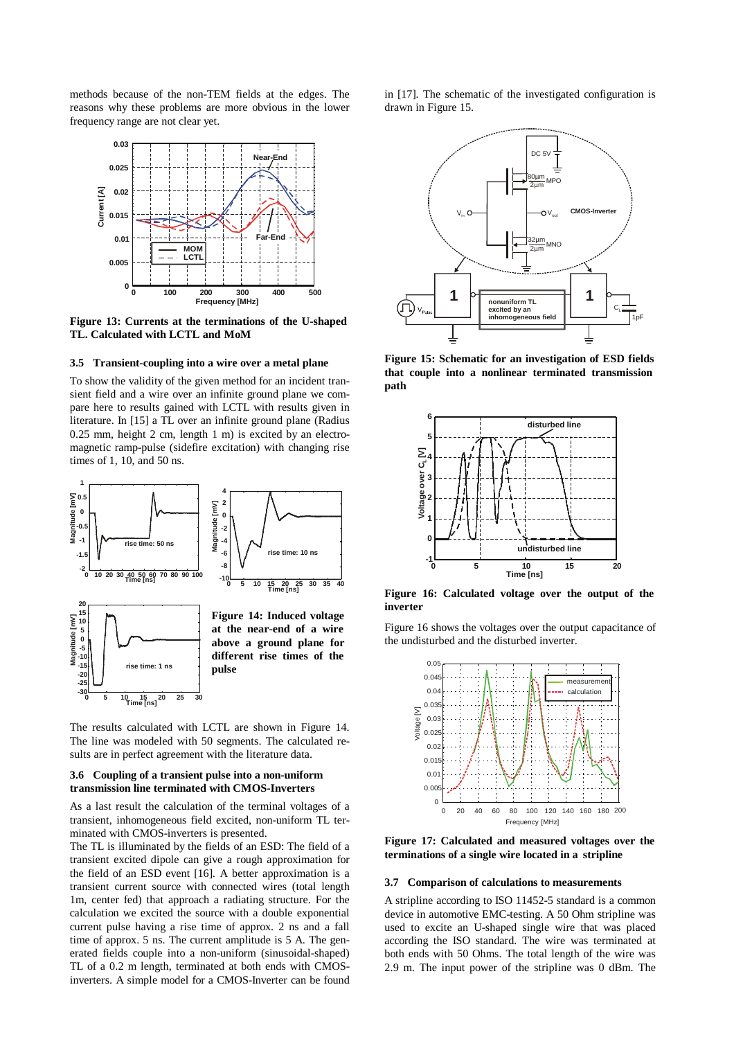methods because of the non-TEM fields at the edges. The reasons why these problems are more obvious in the lower frequency range are not clear yet.

**Figure 13: Currents at the terminations of the U-shaped TL. Calculated with LCTL and MoM**

### 3.5 Transient-coupling into a wire over a metal plane

To show the validity of the given method for an incident transient field and a wire over an infinite ground plane we compare here to results gained with LCTL with results given in literature. In [15] a TL over an infinite ground plane (Radius 0.25 mm, height 2 cm, length 1 m) is excited by an electromagnetic ramp-pulse (sidefire excitation) with changing rise times of 1, 10, and 50 ns.

**Figure 14: Induced voltage at the near-end of a wire above a ground plane for different rise times of the pulse**

The results calculated with LCTL are shown in Figure 14. The line was modeled with 50 segments. The calculated results are in perfect agreement with the literature data.

### 3.6 Coupling of a transient pulse into a non-uniform transmission line terminated with CMOS-Inverters

As a last result the calculation of the terminal voltages of a transient, inhomogeneous field excited, non-uniform TL terminated with CMOS-inverters is presented.

The TL is illuminated by the fields of an ESD: The field of a transient excited dipole can give a rough approximation for the field of an ESD event [16]. A better approximation is a transient current source with connected wires (total length 1m, center fed) that approach a radiating structure. For the calculation we excited the source with a double exponential current pulse having a rise time of approx. 2 ns and a fall time of approx. 5 ns. The current amplitude is 5 A. The generated fields couple into a non-uniform (sinusoidal-shaped) TL of a 0.2 m length, terminated at both ends with CMOS-inverters. A simple model for a CMOS-Inverter can be found in [17]. The schematic of the investigated configuration is drawn in Figure 15.

**Figure 15: Schematic for an investigation of ESD fields that couple into a nonlinear terminated transmission path**

**Figure 16: Calculated voltage over the output of the inverter**

Figure 16 shows the voltages over the output capacitance of the undisturbed and the disturbed inverter.

**Figure 17: Calculated and measured voltages over the terminations of a single wire located in a stripline**

### 3.7 Comparison of calculations to measurements

A stripline according to ISO 11452-5 standard is a common device in automotive EMC-testing. A 50 Ohm stripline was used to excite an U-shaped single wire that was placed according the ISO standard. The wire was terminated at both ends with 50 Ohms. The total length of the wire was 2.9 m. The input power of the stripline was 0 dBm. The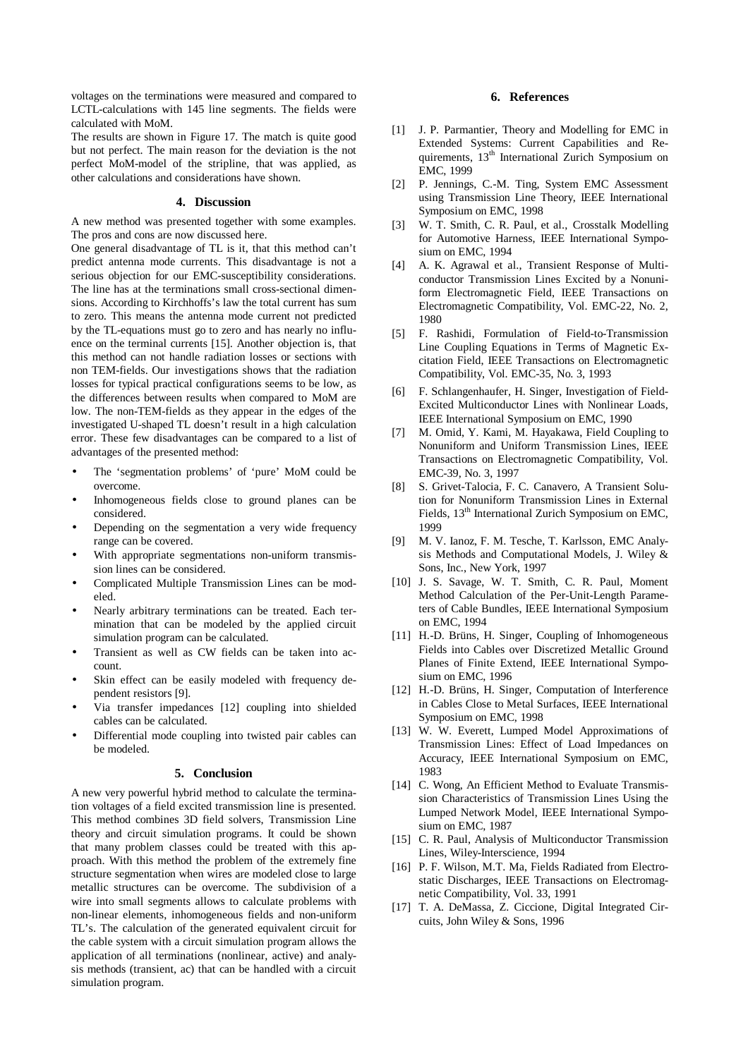voltages on the terminations were measured and compared to LCTL-calculations with 145 line segments. The fields were calculated with MoM.

The results are shown in Figure 17. The match is quite good but not perfect. The main reason for the deviation is the not perfect MoM-model of the stripline, that was applied, as other calculations and considerations have shown.

## 4. Discussion

A new method was presented together with some examples. The pros and cons are now discussed here.

One general disadvantage of TL is it, that this method can't predict antenna mode currents. This disadvantage is not a serious objection for our EMC-susceptibility considerations. The line has at the terminations small cross-sectional dimensions. According to Kirchhoffs's law the total current has sum to zero. This means the antenna mode current not predicted by the TL-equations must go to zero and has nearly no influence on the terminal currents [15]. Another objection is, that this method can not handle radiation losses or sections with non TEM-fields. Our investigations shows that the radiation losses for typical practical configurations seems to be low, as the differences between results when compared to MoM are low. The non-TEM-fields as they appear in the edges of the investigated U-shaped TL doesn't result in a high calculation error. These few disadvantages can be compared to a list of advantages of the presented method:

- The 'segmentation problems' of 'pure' MoM could be overcome.
- Inhomogeneous fields close to ground planes can be considered.
- Depending on the segmentation a very wide frequency range can be covered.
- With appropriate segmentations non-uniform transmission lines can be considered.
- Complicated Multiple Transmission Lines can be modeled.
- Nearly arbitrary terminations can be treated. Each termination that can be modeled by the applied circuit simulation program can be calculated.
- Transient as well as CW fields can be taken into account.
- Skin effect can be easily modeled with frequency dependent resistors [9].
- Via transfer impedances [12] coupling into shielded cables can be calculated.
- Differential mode coupling into twisted pair cables can be modeled.

## 5. Conclusion

A new very powerful hybrid method to calculate the termination voltages of a field excited transmission line is presented. This method combines 3D field solvers, Transmission Line theory and circuit simulation programs. It could be shown that many problem classes could be treated with this approach. With this method the problem of the extremely fine structure segmentation when wires are modeled close to large metallic structures can be overcome. The subdivision of a wire into small segments allows to calculate problems with non-linear elements, inhomogeneous fields and non-uniform TL's. The calculation of the generated equivalent circuit for the cable system with a circuit simulation program allows the application of all terminations (nonlinear, active) and analysis methods (transient, ac) that can be handled with a circuit simulation program.

## 6. References

[1] J. P. Parmantier, Theory and Modelling for EMC in Extended Systems: Current Capabilities and Requirements, 13th International Zurich Symposium on EMC, 1999

[2] P. Jennings, C.-M. Ting, System EMC Assessment using Transmission Line Theory, IEEE International Symposium on EMC, 1998

[3] W. T. Smith, C. R. Paul, et al., Crosstalk Modelling for Automotive Harness, IEEE International Symposium on EMC, 1994

[4] A. K. Agrawal et al., Transient Response of Multiconductor Transmission Lines Excited by a Nonuniform Electromagnetic Field, IEEE Transactions on Electromagnetic Compatibility, Vol. EMC-22, No. 2, 1980

[5] F. Rashidi, Formulation of Field-to-Transmission Line Coupling Equations in Terms of Magnetic Excitation Field, IEEE Transactions on Electromagnetic Compatibility, Vol. EMC-35, No. 3, 1993

[6] F. Schlangenhaufer, H. Singer, Investigation of Field-Excited Multiconductor Lines with Nonlinear Loads, IEEE International Symposium on EMC, 1990

[7] M. Omid, Y. Kami, M. Hayakawa, Field Coupling to Nonuniform and Uniform Transmission Lines, IEEE Transactions on Electromagnetic Compatibility, Vol. EMC-39, No. 3, 1997

[8] S. Grivet-Talocia, F. C. Canavero, A Transient Solution for Nonuniform Transmission Lines in External Fields, 13th International Zurich Symposium on EMC, 1999

[9] M. V. Ianoz, F. M. Tesche, T. Karlsson, EMC Analysis Methods and Computational Models, J. Wiley & Sons, Inc., New York, 1997

[10] J. S. Savage, W. T. Smith, C. R. Paul, Moment Method Calculation of the Per-Unit-Length Parameters of Cable Bundles, IEEE International Symposium on EMC, 1994

[11] H.-D. Brüns, H. Singer, Coupling of Inhomogeneous Fields into Cables over Discretized Metallic Ground Planes of Finite Extend, IEEE International Symposium on EMC, 1996

[12] H.-D. Brüns, H. Singer, Computation of Interference in Cables Close to Metal Surfaces, IEEE International Symposium on EMC, 1998

[13] W. W. Everett, Lumped Model Approximations of Transmission Lines: Effect of Load Impedances on Accuracy, IEEE International Symposium on EMC, 1983

[14] C. Wong, An Efficient Method to Evaluate Transmission Characteristics of Transmission Lines Using the Lumped Network Model, IEEE International Symposium on EMC, 1987

[15] C. R. Paul, Analysis of Multiconductor Transmission Lines, Wiley-Interscience, 1994

[16] P. F. Wilson, M.T. Ma, Fields Radiated from Electrostatic Discharges, IEEE Transactions on Electromagnetic Compatibility, Vol. 33, 1991

[17] T. A. DeMassa, Z. Ciccione, Digital Integrated Circuits, John Wiley & Sons, 1996